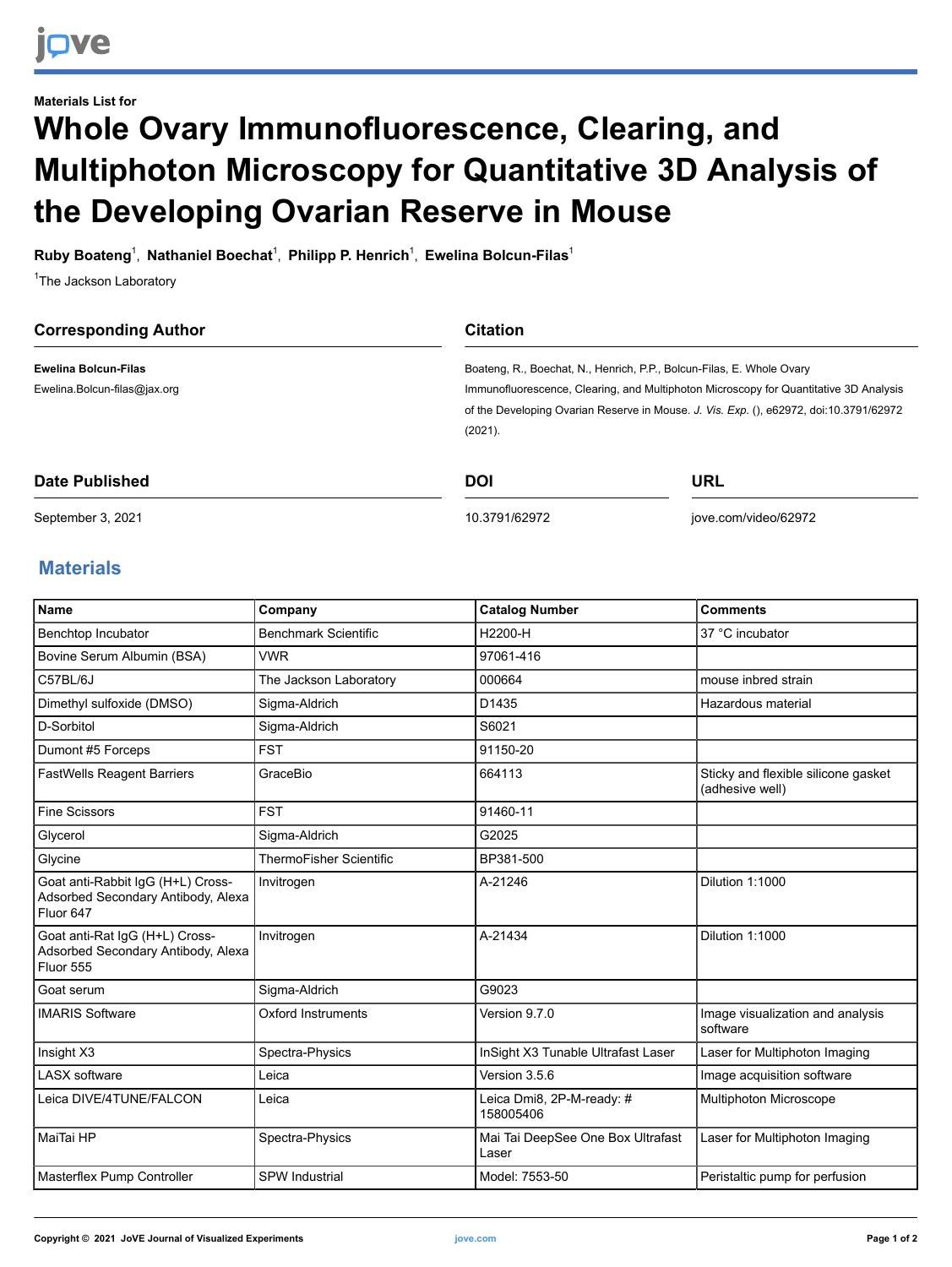Materials List for

# Whole Ovary Immunofluorescence, Clearing, and Multiphoton Microscopy for Quantitative 3D Analysis of the Developing Ovarian Reserve in Mouse

**Ruby Boateng**[1], **Nathaniel Boechat**[1], **Philipp P. Henrich**[1], **Ewelina Bolcun-Filas**[1]

[1]The Jackson Laboratory

## Corresponding Author

**Ewelina Bolcun-Filas**

Ewelina.Bolcun-filas@jax.org

## Citation

Boateng, R., Boechat, N., Henrich, P.P., Bolcun-Filas, E. Whole Ovary Immunofluorescence, Clearing, and Multiphoton Microscopy for Quantitative 3D Analysis of the Developing Ovarian Reserve in Mouse. *J. Vis. Exp.* (), e62972, doi:10.3791/62972 (2021).

## Date Published

September 3, 2021

## DOI

10.3791/62972

## URL

jove.com/video/62972

## Materials

| Name | Company | Catalog Number | Comments |
|---|---|---|---|
| Benchtop Incubator | Benchmark Scientific | H2200-H | 37 °C incubator |
| Bovine Serum Albumin (BSA) | VWR | 97061-416 | |
| C57BL/6J | The Jackson Laboratory | 000664 | mouse inbred strain |
| Dimethyl sulfoxide (DMSO) | Sigma-Aldrich | D1435 | Hazardous material |
| D-Sorbitol | Sigma-Aldrich | S6021 | |
| Dumont #5 Forceps | FST | 91150-20 | |
| FastWells Reagent Barriers | GraceBio | 664113 | Sticky and flexible silicone gasket (adhesive well) |
| Fine Scissors | FST | 91460-11 | |
| Glycerol | Sigma-Aldrich | G2025 | |
| Glycine | ThermoFisher Scientific | BP381-500 | |
| Goat anti-Rabbit IgG (H+L) Cross-Adsorbed Secondary Antibody, Alexa Fluor 647 | Invitrogen | A-21246 | Dilution 1:1000 |
| Goat anti-Rat IgG (H+L) Cross-Adsorbed Secondary Antibody, Alexa Fluor 555 | Invitrogen | A-21434 | Dilution 1:1000 |
| Goat serum | Sigma-Aldrich | G9023 | |
| IMARIS Software | Oxford Instruments | Version 9.7.0 | Image visualization and analysis software |
| Insight X3 | Spectra-Physics | InSight X3 Tunable Ultrafast Laser | Laser for Multiphoton Imaging |
| LASX software | Leica | Version 3.5.6 | Image acquisition software |
| Leica DIVE/4TUNE/FALCON | Leica | Leica Dmi8, 2P-M-ready: # 158005406 | Multiphoton Microscope |
| MaiTai HP | Spectra-Physics | Mai Tai DeepSee One Box Ultrafast Laser | Laser for Multiphoton Imaging |
| Masterflex Pump Controller | SPW Industrial | Model: 7553-50 | Peristaltic pump for perfusion |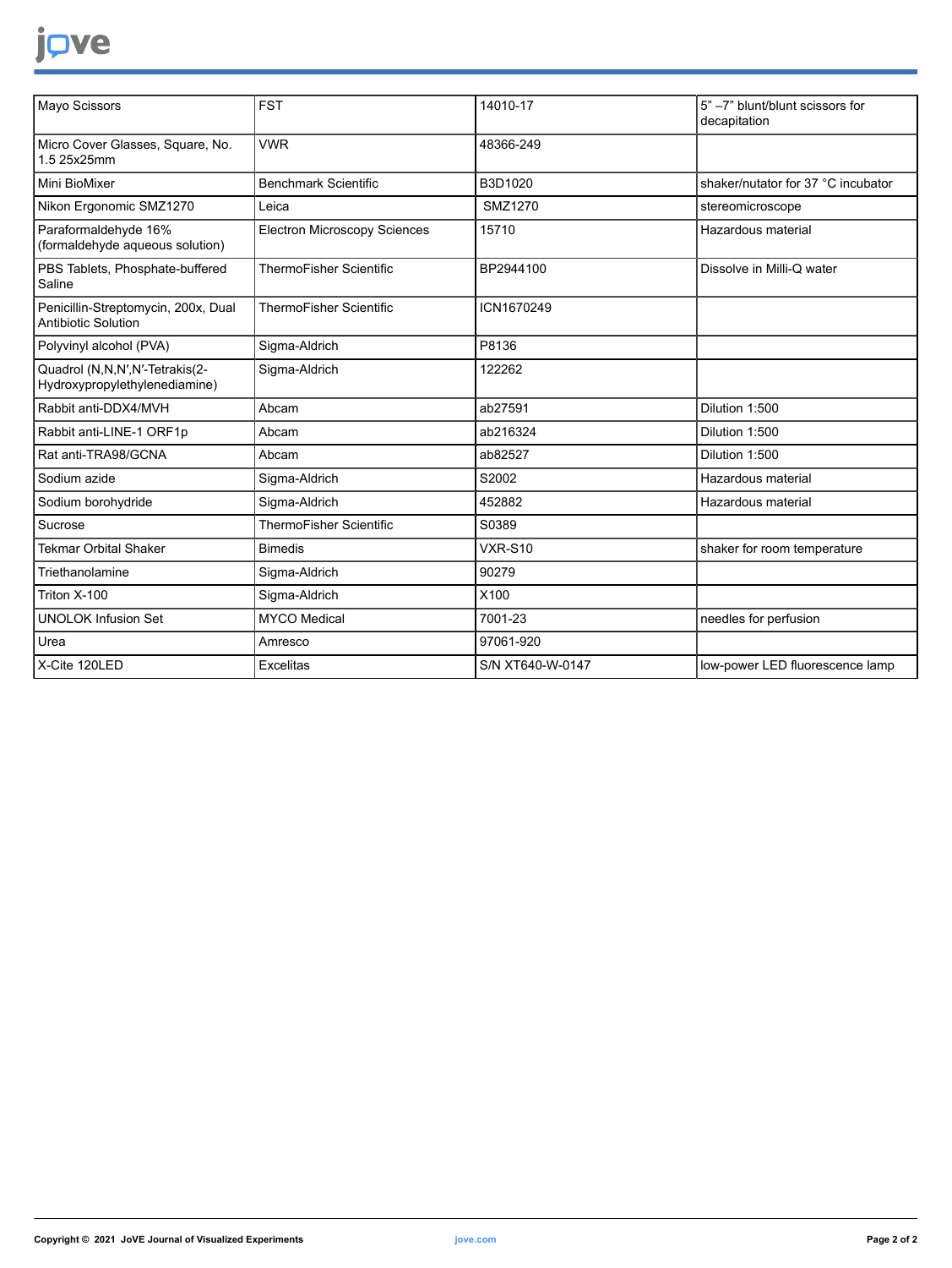| | | | |
|---|---|---|---|
| Mayo Scissors | FST | 14010-17 | 5" –7" blunt/blunt scissors for decapitation |
| Micro Cover Glasses, Square, No. 1.5 25x25mm | VWR | 48366-249 | |
| Mini BioMixer | Benchmark Scientific | B3D1020 | shaker/nutator for 37 °C incubator |
| Nikon Ergonomic SMZ1270 | Leica | SMZ1270 | stereomicroscope |
| Paraformaldehyde 16% (formaldehyde aqueous solution) | Electron Microscopy Sciences | 15710 | Hazardous material |
| PBS Tablets, Phosphate-buffered Saline | ThermoFisher Scientific | BP2944100 | Dissolve in Milli-Q water |
| Penicillin-Streptomycin, 200x, Dual Antibiotic Solution | ThermoFisher Scientific | ICN1670249 | |
| Polyvinyl alcohol (PVA) | Sigma-Aldrich | P8136 | |
| Quadrol (N,N,N′,N′-Tetrakis(2-Hydroxypropylethylenediamine) | Sigma-Aldrich | 122262 | |
| Rabbit anti-DDX4/MVH | Abcam | ab27591 | Dilution 1:500 |
| Rabbit anti-LINE-1 ORF1p | Abcam | ab216324 | Dilution 1:500 |
| Rat anti-TRA98/GCNA | Abcam | ab82527 | Dilution 1:500 |
| Sodium azide | Sigma-Aldrich | S2002 | Hazardous material |
| Sodium borohydride | Sigma-Aldrich | 452882 | Hazardous material |
| Sucrose | ThermoFisher Scientific | S0389 | |
| Tekmar Orbital Shaker | Bimedis | VXR-S10 | shaker for room temperature |
| Triethanolamine | Sigma-Aldrich | 90279 | |
| Triton X-100 | Sigma-Aldrich | X100 | |
| UNOLOK Infusion Set | MYCO Medical | 7001-23 | needles for perfusion |
| Urea | Amresco | 97061-920 | |
| X-Cite 120LED | Excelitas | S/N XT640-W-0147 | low-power LED fluorescence lamp |